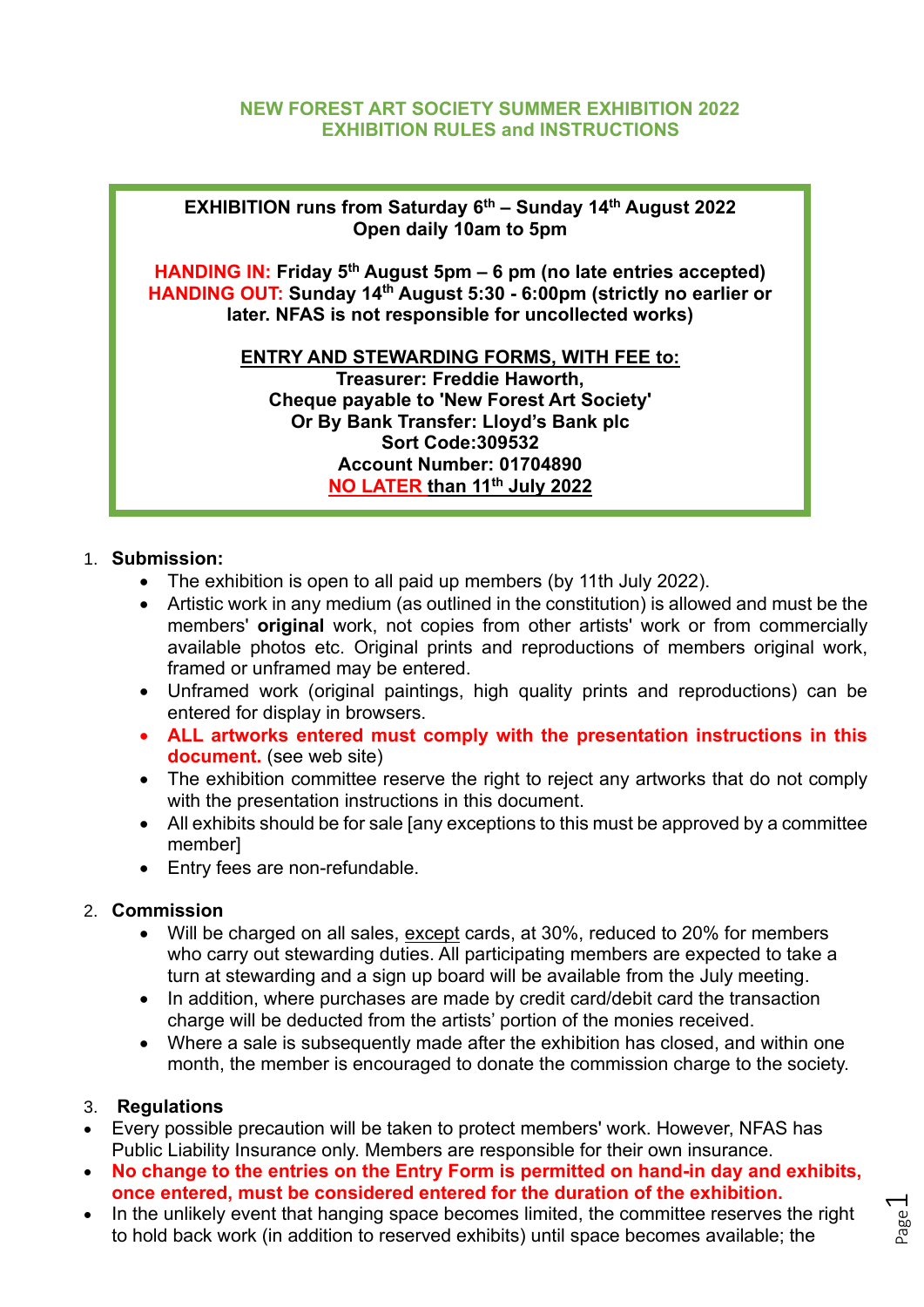# NEW FOREST ART SOCIETY SUMMER EXHIBITION 2022
## EXHIBITION RULES and INSTRUCTIONS

**EXHIBITION runs from Saturday 6th – Sunday 14th August 2022**
**Open daily 10am to 5pm**

**HANDING IN: Friday 5th August 5pm – 6 pm (no late entries accepted)**
**HANDING OUT: Sunday 14th August 5:30 - 6:00pm (strictly no earlier or later. NFAS is not responsible for uncollected works)**

**ENTRY AND STEWARDING FORMS, WITH FEE to:**
**Treasurer: Freddie Haworth,**
**Cheque payable to 'New Forest Art Society'**
**Or By Bank Transfer: Lloyd's Bank plc**
**Sort Code:309532**
**Account Number: 01704890**
**NO LATER than 11th July 2022**

1. **Submission:**
   - The exhibition is open to all paid up members (by 11th July 2022).
   - Artistic work in any medium (as outlined in the constitution) is allowed and must be the members' **original** work, not copies from other artists' work or from commercially available photos etc. Original prints and reproductions of members original work, framed or unframed may be entered.
   - Unframed work (original paintings, high quality prints and reproductions) can be entered for display in browsers.
   - **ALL artworks entered must comply with the presentation instructions in this document.** (see web site)
   - The exhibition committee reserve the right to reject any artworks that do not comply with the presentation instructions in this document.
   - All exhibits should be for sale [any exceptions to this must be approved by a committee member]
   - Entry fees are non-refundable.

2. **Commission**
   - Will be charged on all sales, except cards, at 30%, reduced to 20% for members who carry out stewarding duties. All participating members are expected to take a turn at stewarding and a sign up board will be available from the July meeting.
   - In addition, where purchases are made by credit card/debit card the transaction charge will be deducted from the artists' portion of the monies received.
   - Where a sale is subsequently made after the exhibition has closed, and within one month, the member is encouraged to donate the commission charge to the society.

3. **Regulations**

- Every possible precaution will be taken to protect members' work. However, NFAS has Public Liability Insurance only. Members are responsible for their own insurance.
- **No change to the entries on the Entry Form is permitted on hand-in day and exhibits, once entered, must be considered entered for the duration of the exhibition.**
- In the unlikely event that hanging space becomes limited, the committee reserves the right to hold back work (in addition to reserved exhibits) until space becomes available; the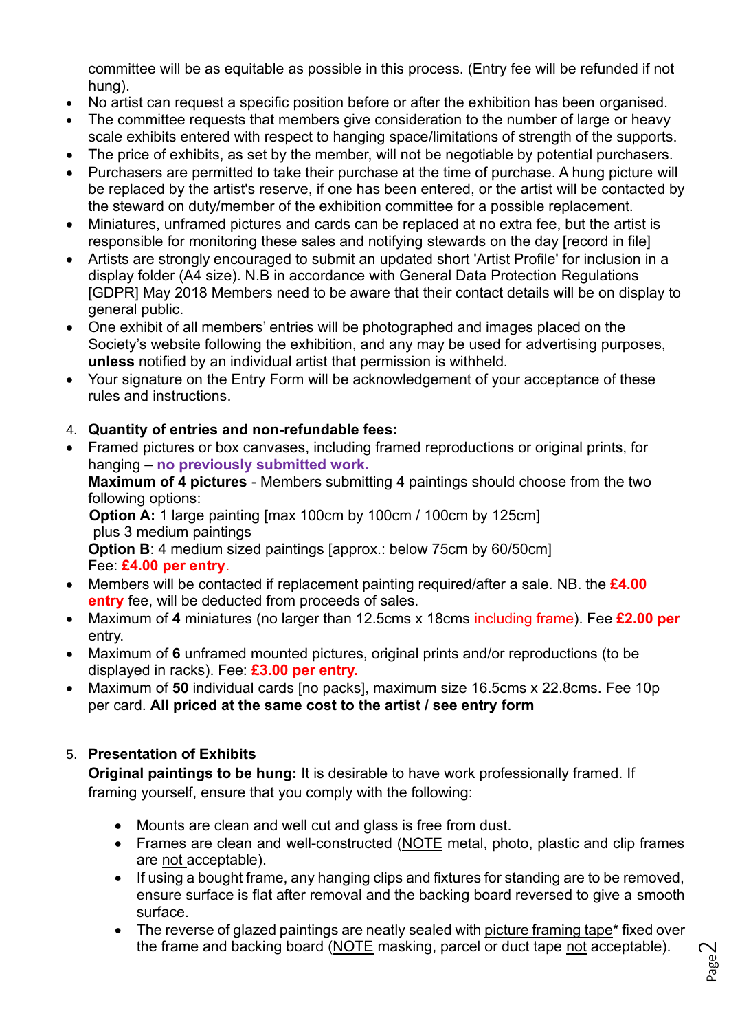committee will be as equitable as possible in this process. (Entry fee will be refunded if not hung).

- No artist can request a specific position before or after the exhibition has been organised.
- The committee requests that members give consideration to the number of large or heavy scale exhibits entered with respect to hanging space/limitations of strength of the supports.
- The price of exhibits, as set by the member, will not be negotiable by potential purchasers.
- Purchasers are permitted to take their purchase at the time of purchase. A hung picture will be replaced by the artist's reserve, if one has been entered, or the artist will be contacted by the steward on duty/member of the exhibition committee for a possible replacement.
- Miniatures, unframed pictures and cards can be replaced at no extra fee, but the artist is responsible for monitoring these sales and notifying stewards on the day [record in file]
- Artists are strongly encouraged to submit an updated short 'Artist Profile' for inclusion in a display folder (A4 size). N.B in accordance with General Data Protection Regulations [GDPR] May 2018 Members need to be aware that their contact details will be on display to general public.
- One exhibit of all members' entries will be photographed and images placed on the Society's website following the exhibition, and any may be used for advertising purposes, **unless** notified by an individual artist that permission is withheld.
- Your signature on the Entry Form will be acknowledgement of your acceptance of these rules and instructions.

4. **Quantity of entries and non-refundable fees:**

- Framed pictures or box canvases, including framed reproductions or original prints, for hanging – **no previously submitted work.**
  **Maximum of 4 pictures** - Members submitting 4 paintings should choose from the two following options:
  **Option A:** 1 large painting [max 100cm by 100cm / 100cm by 125cm]
  plus 3 medium paintings
  **Option B**: 4 medium sized paintings [approx.: below 75cm by 60/50cm]
  Fee: **£4.00 per entry**.
- Members will be contacted if replacement painting required/after a sale. NB. the **£4.00 entry** fee, will be deducted from proceeds of sales.
- Maximum of **4** miniatures (no larger than 12.5cms x 18cms including frame). Fee **£2.00 per** entry.
- Maximum of **6** unframed mounted pictures, original prints and/or reproductions (to be displayed in racks). Fee: **£3.00 per entry.**
- Maximum of **50** individual cards [no packs], maximum size 16.5cms x 22.8cms. Fee 10p per card. **All priced at the same cost to the artist / see entry form**

5. **Presentation of Exhibits**

**Original paintings to be hung:** It is desirable to have work professionally framed. If framing yourself, ensure that you comply with the following:

- Mounts are clean and well cut and glass is free from dust.
- Frames are clean and well-constructed (NOTE metal, photo, plastic and clip frames are not acceptable).
- If using a bought frame, any hanging clips and fixtures for standing are to be removed, ensure surface is flat after removal and the backing board reversed to give a smooth surface.
- The reverse of glazed paintings are neatly sealed with picture framing tape* fixed over the frame and backing board (NOTE masking, parcel or duct tape not acceptable).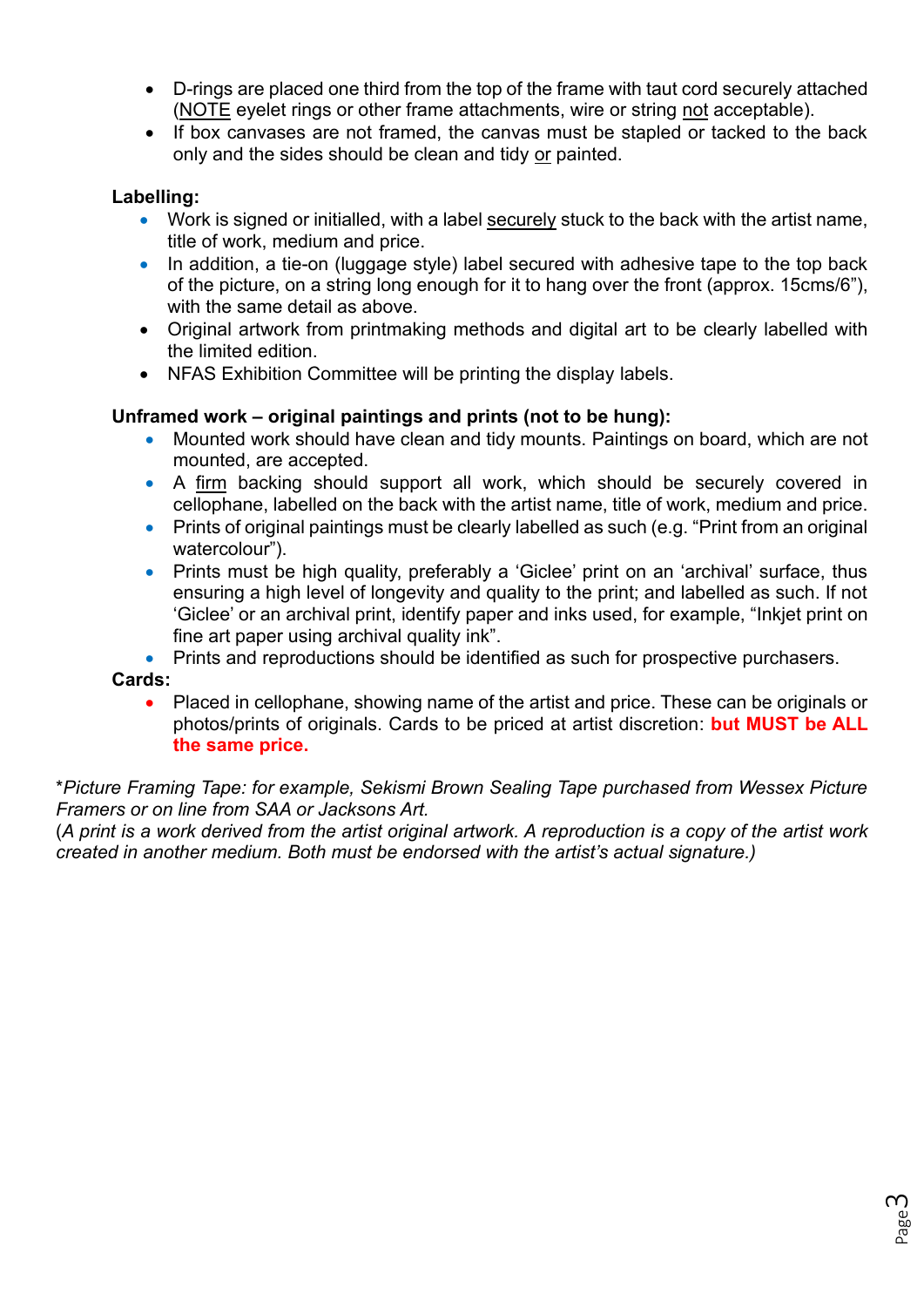- D-rings are placed one third from the top of the frame with taut cord securely attached (NOTE eyelet rings or other frame attachments, wire or string not acceptable).
- If box canvases are not framed, the canvas must be stapled or tacked to the back only and the sides should be clean and tidy or painted.

**Labelling:**

- Work is signed or initialled, with a label securely stuck to the back with the artist name, title of work, medium and price.
- In addition, a tie-on (luggage style) label secured with adhesive tape to the top back of the picture, on a string long enough for it to hang over the front (approx. 15cms/6"), with the same detail as above.
- Original artwork from printmaking methods and digital art to be clearly labelled with the limited edition.
- NFAS Exhibition Committee will be printing the display labels.

**Unframed work – original paintings and prints (not to be hung):**

- Mounted work should have clean and tidy mounts. Paintings on board, which are not mounted, are accepted.
- A firm backing should support all work, which should be securely covered in cellophane, labelled on the back with the artist name, title of work, medium and price.
- Prints of original paintings must be clearly labelled as such (e.g. "Print from an original watercolour").
- Prints must be high quality, preferably a 'Giclee' print on an 'archival' surface, thus ensuring a high level of longevity and quality to the print; and labelled as such. If not 'Giclee' or an archival print, identify paper and inks used, for example, "Inkjet print on fine art paper using archival quality ink".
- Prints and reproductions should be identified as such for prospective purchasers.

**Cards:**

- Placed in cellophane, showing name of the artist and price. These can be originals or photos/prints of originals. Cards to be priced at artist discretion: **but MUST be ALL the same price.**

*\*Picture Framing Tape: for example, Sekismi Brown Sealing Tape purchased from Wessex Picture Framers or on line from SAA or Jacksons Art.*

(*A print is a work derived from the artist original artwork. A reproduction is a copy of the artist work created in another medium. Both must be endorsed with the artist's actual signature.)*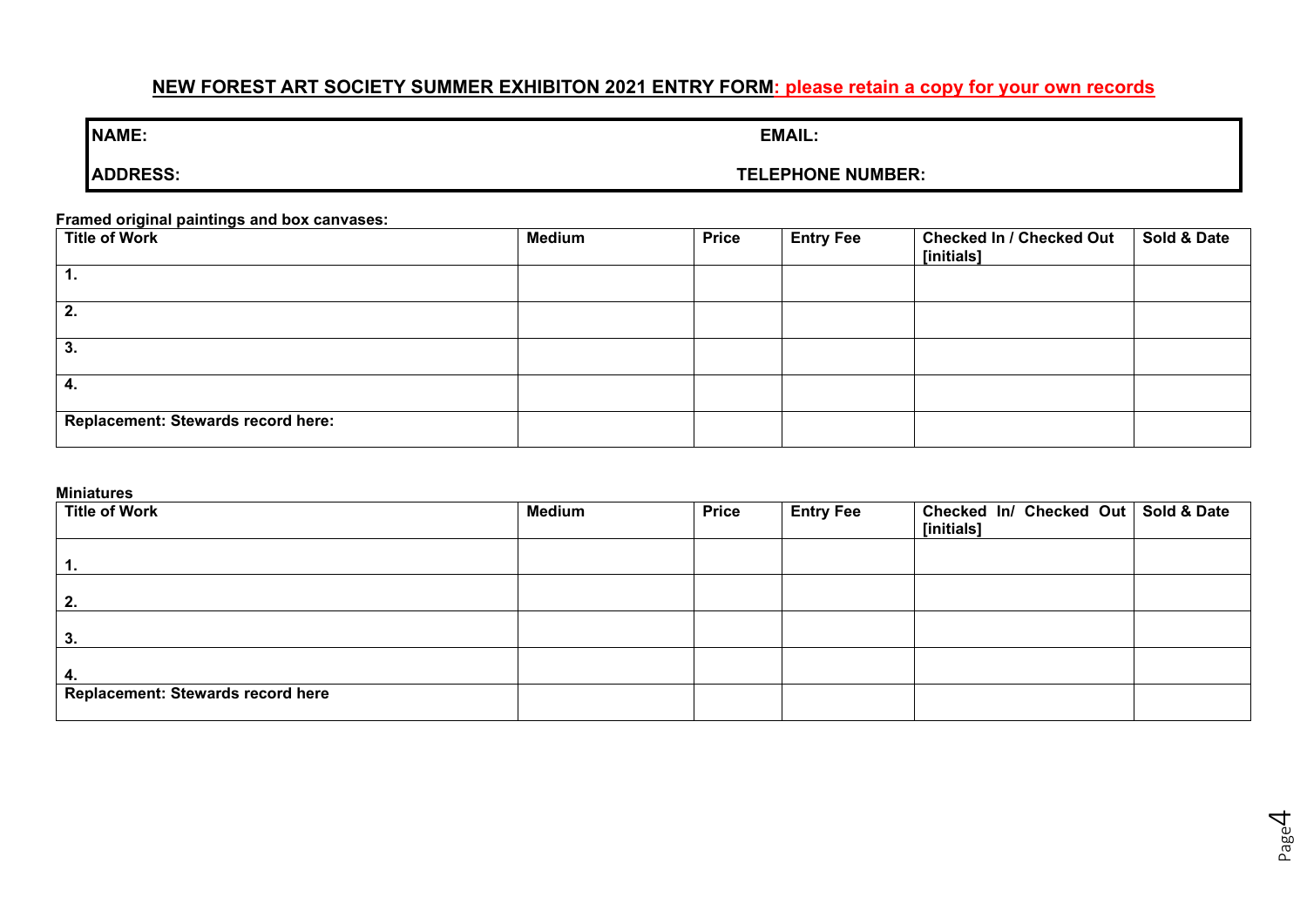## NEW FOREST ART SOCIETY SUMMER EXHIBITON 2021 ENTRY FORM: please retain a copy for your own records

| **NAME:** | **EMAIL:** |
|---|---|
| **ADDRESS:** | **TELEPHONE NUMBER:** |

**Framed original paintings and box canvases:**

| Title of Work | Medium | Price | Entry Fee | Checked In / Checked Out [initials] | Sold & Date |
|---|---|---|---|---|---|
| 1. | | | | | |
| 2. | | | | | |
| 3. | | | | | |
| 4. | | | | | |
| Replacement: Stewards record here: | | | | | |

**Miniatures**

| Title of Work | Medium | Price | Entry Fee | Checked In/ Checked Out [initials] | Sold & Date |
|---|---|---|---|---|---|
| 1. | | | | | |
| 2. | | | | | |
| 3. | | | | | |
| 4. | | | | | |
| Replacement: Stewards record here | | | | | |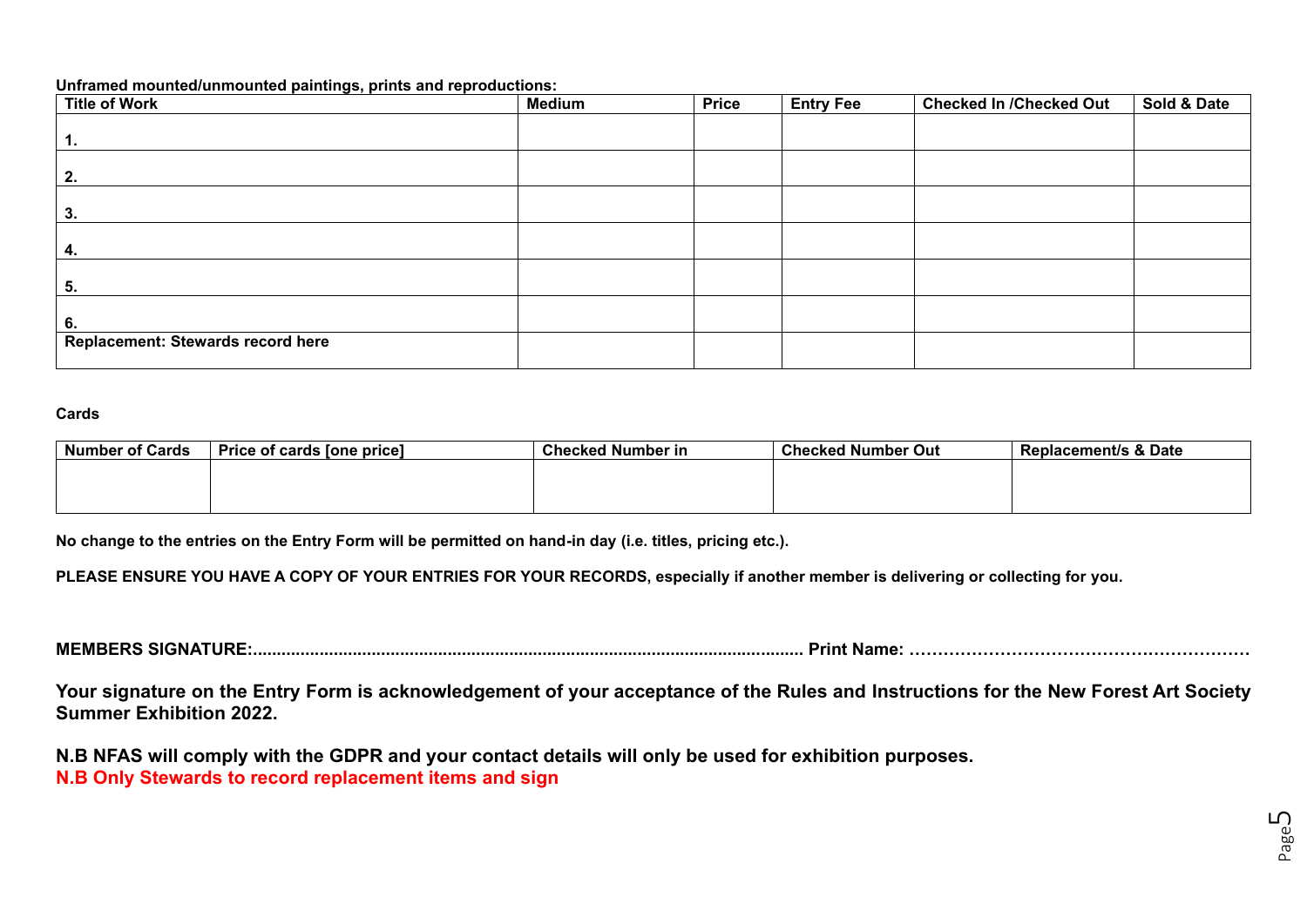**Unframed mounted/unmounted paintings, prints and reproductions:**

| Title of Work | Medium | Price | Entry Fee | Checked In /Checked Out | Sold & Date |
|---|---|---|---|---|---|
| 1. | | | | | |
| 2. | | | | | |
| 3. | | | | | |
| 4. | | | | | |
| 5. | | | | | |
| 6. | | | | | |
| **Replacement: Stewards record here** | | | | | |

**Cards**

| Number of Cards | Price of cards [one price] | Checked Number in | Checked Number Out | Replacement/s & Date |
|---|---|---|---|---|
| | | | | |

**No change to the entries on the Entry Form will be permitted on hand-in day (i.e. titles, pricing etc.).**

**PLEASE ENSURE YOU HAVE A COPY OF YOUR ENTRIES FOR YOUR RECORDS, especially if another member is delivering or collecting for you.**

**MEMBERS SIGNATURE:.................................................................................................................. Print Name: ……………………………………………………**

**Your signature on the Entry Form is acknowledgement of your acceptance of the Rules and Instructions for the New Forest Art Society Summer Exhibition 2022.**

**N.B NFAS will comply with the GDPR and your contact details will only be used for exhibition purposes.**
**N.B Only Stewards to record replacement items and sign**